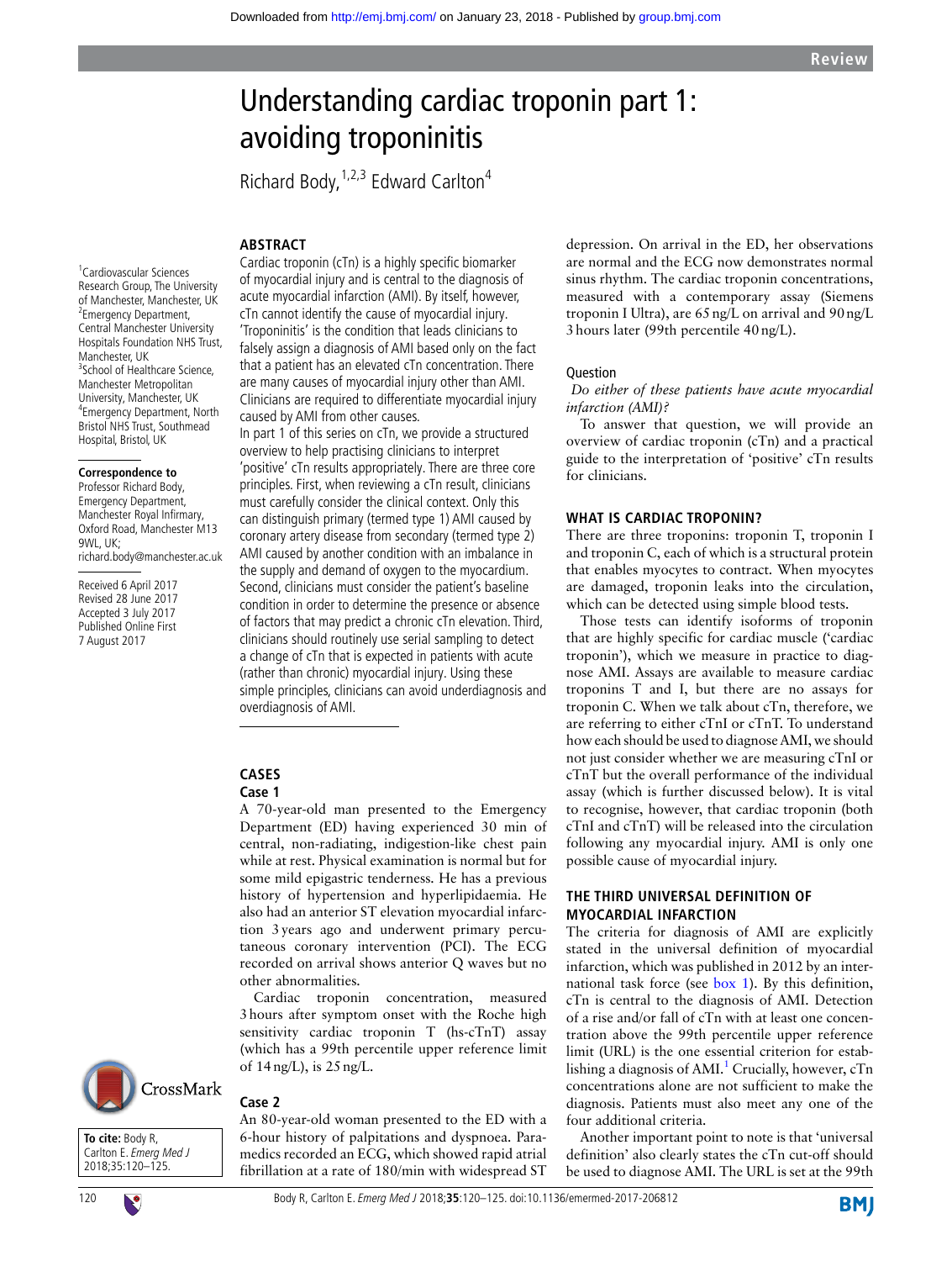Review

# Understanding cardiac troponin part 1: avoiding troponinitis

Richard Body,[1,2,3] Edward Carlton[4]

[1]Cardiovascular Sciences Research Group, The University of Manchester, Manchester, UK
[2]Emergency Department, Central Manchester University Hospitals Foundation NHS Trust, Manchester, UK
[3]School of Healthcare Science, Manchester Metropolitan University, Manchester, UK
[4]Emergency Department, North Bristol NHS Trust, Southmead Hospital, Bristol, UK

**Correspondence to**
Professor Richard Body, Emergency Department, Manchester Royal Infirmary, Oxford Road, Manchester M13 9WL, UK; richard.body@manchester.ac.uk

Received 6 April 2017
Revised 28 June 2017
Accepted 3 July 2017
Published Online First 7 August 2017

**To cite:** Body R, Carlton E. *Emerg Med J* 2018;35:120–125.

## ABSTRACT

Cardiac troponin (cTn) is a highly specific biomarker of myocardial injury and is central to the diagnosis of acute myocardial infarction (AMI). By itself, however, cTn cannot identify the cause of myocardial injury. 'Troponinitis' is the condition that leads clinicians to falsely assign a diagnosis of AMI based only on the fact that a patient has an elevated cTn concentration. There are many causes of myocardial injury other than AMI. Clinicians are required to differentiate myocardial injury caused by AMI from other causes.

In part 1 of this series on cTn, we provide a structured overview to help practising clinicians to interpret 'positive' cTn results appropriately. There are three core principles. First, when reviewing a cTn result, clinicians must carefully consider the clinical context. Only this can distinguish primary (termed type 1) AMI caused by coronary artery disease from secondary (termed type 2) AMI caused by another condition with an imbalance in the supply and demand of oxygen to the myocardium. Second, clinicians must consider the patient's baseline condition in order to determine the presence or absence of factors that may predict a chronic cTn elevation. Third, clinicians should routinely use serial sampling to detect a change of cTn that is expected in patients with acute (rather than chronic) myocardial injury. Using these simple principles, clinicians can avoid underdiagnosis and overdiagnosis of AMI.

## CASES

### Case 1

A 70-year-old man presented to the Emergency Department (ED) having experienced 30 min of central, non-radiating, indigestion-like chest pain while at rest. Physical examination is normal but for some mild epigastric tenderness. He has a previous history of hypertension and hyperlipidaemia. He also had an anterior ST elevation myocardial infarction 3 years ago and underwent primary percutaneous coronary intervention (PCI). The ECG recorded on arrival shows anterior Q waves but no other abnormalities.

Cardiac troponin concentration, measured 3 hours after symptom onset with the Roche high sensitivity cardiac troponin T (hs-cTnT) assay (which has a 99th percentile upper reference limit of 14 ng/L), is 25 ng/L.

### Case 2

An 80-year-old woman presented to the ED with a 6-hour history of palpitations and dyspnoea. Paramedics recorded an ECG, which showed rapid atrial fibrillation at a rate of 180/min with widespread ST depression. On arrival in the ED, her observations are normal and the ECG now demonstrates normal sinus rhythm. The cardiac troponin concentrations, measured with a contemporary assay (Siemens troponin I Ultra), are 65 ng/L on arrival and 90 ng/L 3 hours later (99th percentile 40 ng/L).

### Question

*Do either of these patients have acute myocardial infarction (AMI)?*

To answer that question, we will provide an overview of cardiac troponin (cTn) and a practical guide to the interpretation of 'positive' cTn results for clinicians.

## WHAT IS CARDIAC TROPONIN?

There are three troponins: troponin T, troponin I and troponin C, each of which is a structural protein that enables myocytes to contract. When myocytes are damaged, troponin leaks into the circulation, which can be detected using simple blood tests.

Those tests can identify isoforms of troponin that are highly specific for cardiac muscle ('cardiac troponin'), which we measure in practice to diagnose AMI. Assays are available to measure cardiac troponins T and I, but there are no assays for troponin C. When we talk about cTn, therefore, we are referring to either cTnI or cTnT. To understand how each should be used to diagnose AMI, we should not just consider whether we are measuring cTnI or cTnT but the overall performance of the individual assay (which is further discussed below). It is vital to recognise, however, that cardiac troponin (both cTnI and cTnT) will be released into the circulation following any myocardial injury. AMI is only one possible cause of myocardial injury.

## THE THIRD UNIVERSAL DEFINITION OF MYOCARDIAL INFARCTION

The criteria for diagnosis of AMI are explicitly stated in the universal definition of myocardial infarction, which was published in 2012 by an international task force (see box 1). By this definition, cTn is central to the diagnosis of AMI. Detection of a rise and/or fall of cTn with at least one concentration above the 99th percentile upper reference limit (URL) is the one essential criterion for establishing a diagnosis of AMI.[1] Crucially, however, cTn concentrations alone are not sufficient to make the diagnosis. Patients must also meet any one of the four additional criteria.

Another important point to note is that 'universal definition' also clearly states the cTn cut-off should be used to diagnose AMI. The URL is set at the 99th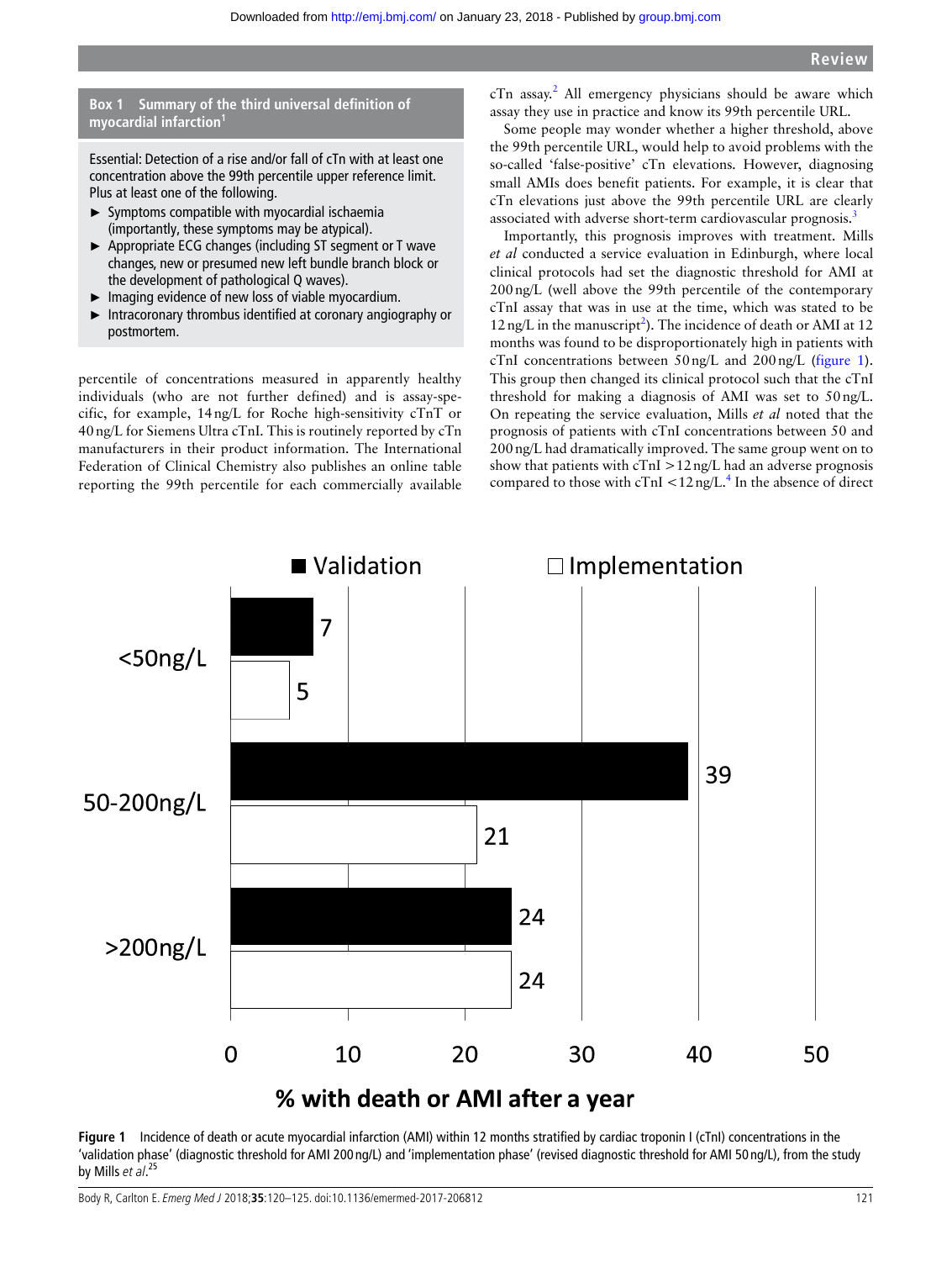**Box 1 Summary of the third universal definition of myocardial infarction[1]**

Essential: Detection of a rise and/or fall of cTn with at least one concentration above the 99th percentile upper reference limit. Plus at least one of the following.

- Symptoms compatible with myocardial ischaemia (importantly, these symptoms may be atypical).
- Appropriate ECG changes (including ST segment or T wave changes, new or presumed new left bundle branch block or the development of pathological Q waves).
- Imaging evidence of new loss of viable myocardium.
- Intracoronary thrombus identified at coronary angiography or postmortem.

percentile of concentrations measured in apparently healthy individuals (who are not further defined) and is assay-specific, for example, 14 ng/L for Roche high-sensitivity cTnT or 40 ng/L for Siemens Ultra cTnI. This is routinely reported by cTn manufacturers in their product information. The International Federation of Clinical Chemistry also publishes an online table reporting the 99th percentile for each commercially available cTn assay.[2] All emergency physicians should be aware which assay they use in practice and know its 99th percentile URL.

Some people may wonder whether a higher threshold, above the 99th percentile URL, would help to avoid problems with the so-called 'false-positive' cTn elevations. However, diagnosing small AMIs does benefit patients. For example, it is clear that cTn elevations just above the 99th percentile URL are clearly associated with adverse short-term cardiovascular prognosis.[3]

Importantly, this prognosis improves with treatment. Mills *et al* conducted a service evaluation in Edinburgh, where local clinical protocols had set the diagnostic threshold for AMI at 200 ng/L (well above the 99th percentile of the contemporary cTnI assay that was in use at the time, which was stated to be 12 ng/L in the manuscript[2]). The incidence of death or AMI at 12 months was found to be disproportionately high in patients with cTnI concentrations between 50 ng/L and 200 ng/L (figure 1). This group then changed its clinical protocol such that the cTnI threshold for making a diagnosis of AMI was set to 50 ng/L. On repeating the service evaluation, Mills *et al* noted that the prognosis of patients with cTnI concentrations between 50 and 200 ng/L had dramatically improved. The same group went on to show that patients with cTnI >12 ng/L had an adverse prognosis compared to those with cTnI <12 ng/L.[4] In the absence of direct

| cTnI concentration | Validation (% with death or AMI after a year) | Implementation (% with death or AMI after a year) |
|---|---|---|
| <50ng/L | 7 | 5 |
| 50-200ng/L | 39 | 21 |
| >200ng/L | 24 | 24 |

**Figure 1** Incidence of death or acute myocardial infarction (AMI) within 12 months stratified by cardiac troponin I (cTnI) concentrations in the 'validation phase' (diagnostic threshold for AMI 200 ng/L) and 'implementation phase' (revised diagnostic threshold for AMI 50 ng/L), from the study by Mills *et al*.[25]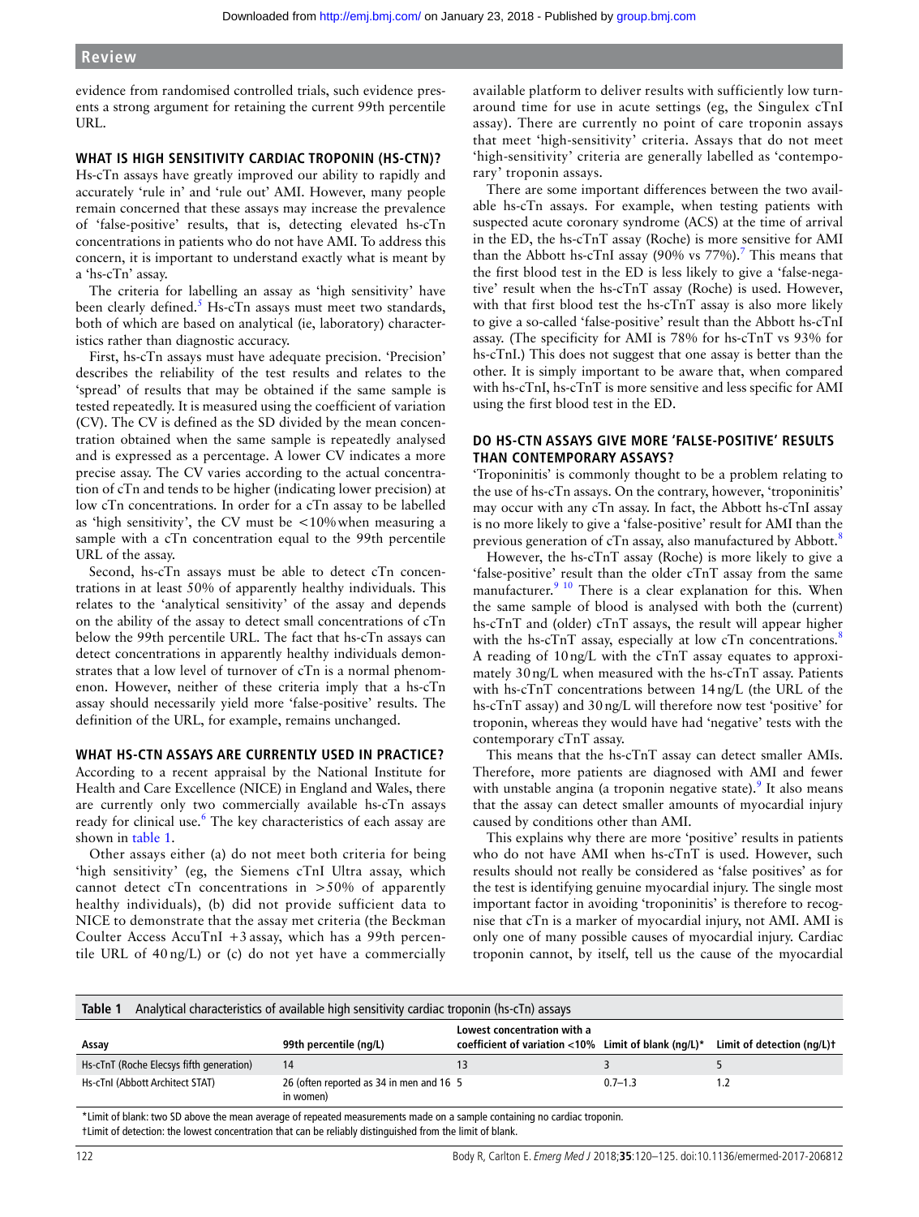evidence from randomised controlled trials, such evidence presents a strong argument for retaining the current 99th percentile URL.

## WHAT IS HIGH SENSITIVITY CARDIAC TROPONIN (HS-CTN)?

Hs-cTn assays have greatly improved our ability to rapidly and accurately 'rule in' and 'rule out' AMI. However, many people remain concerned that these assays may increase the prevalence of 'false-positive' results, that is, detecting elevated hs-cTn concentrations in patients who do not have AMI. To address this concern, it is important to understand exactly what is meant by a 'hs-cTn' assay.

The criteria for labelling an assay as 'high sensitivity' have been clearly defined.[5] Hs-cTn assays must meet two standards, both of which are based on analytical (ie, laboratory) characteristics rather than diagnostic accuracy.

First, hs-cTn assays must have adequate precision. 'Precision' describes the reliability of the test results and relates to the 'spread' of results that may be obtained if the same sample is tested repeatedly. It is measured using the coefficient of variation (CV). The CV is defined as the SD divided by the mean concentration obtained when the same sample is repeatedly analysed and is expressed as a percentage. A lower CV indicates a more precise assay. The CV varies according to the actual concentration of cTn and tends to be higher (indicating lower precision) at low cTn concentrations. In order for a cTn assay to be labelled as 'high sensitivity', the CV must be <10% when measuring a sample with a cTn concentration equal to the 99th percentile URL of the assay.

Second, hs-cTn assays must be able to detect cTn concentrations in at least 50% of apparently healthy individuals. This relates to the 'analytical sensitivity' of the assay and depends on the ability of the assay to detect small concentrations of cTn below the 99th percentile URL. The fact that hs-cTn assays can detect concentrations in apparently healthy individuals demonstrates that a low level of turnover of cTn is a normal phenomenon. However, neither of these criteria imply that a hs-cTn assay should necessarily yield more 'false-positive' results. The definition of the URL, for example, remains unchanged.

## WHAT HS-CTN ASSAYS ARE CURRENTLY USED IN PRACTICE?

According to a recent appraisal by the National Institute for Health and Care Excellence (NICE) in England and Wales, there are currently only two commercially available hs-cTn assays ready for clinical use.[6] The key characteristics of each assay are shown in table 1.

Other assays either (a) do not meet both criteria for being 'high sensitivity' (eg, the Siemens cTnI Ultra assay, which cannot detect cTn concentrations in >50% of apparently healthy individuals), (b) did not provide sufficient data to NICE to demonstrate that the assay met criteria (the Beckman Coulter Access AccuTnI +3 assay, which has a 99th percentile URL of 40 ng/L) or (c) do not yet have a commercially available platform to deliver results with sufficiently low turnaround time for use in acute settings (eg, the Singulex cTnI assay). There are currently no point of care troponin assays that meet 'high-sensitivity' criteria. Assays that do not meet 'high-sensitivity' criteria are generally labelled as 'contemporary' troponin assays.

There are some important differences between the two available hs-cTn assays. For example, when testing patients with suspected acute coronary syndrome (ACS) at the time of arrival in the ED, the hs-cTnT assay (Roche) is more sensitive for AMI than the Abbott hs-cTnI assay (90% vs 77%).[7] This means that the first blood test in the ED is less likely to give a 'false-negative' result when the hs-cTnT assay (Roche) is used. However, with that first blood test the hs-cTnT assay is also more likely to give a so-called 'false-positive' result than the Abbott hs-cTnI assay. (The specificity for AMI is 78% for hs-cTnT vs 93% for hs-cTnI.) This does not suggest that one assay is better than the other. It is simply important to be aware that, when compared with hs-cTnI, hs-cTnT is more sensitive and less specific for AMI using the first blood test in the ED.

## DO HS-CTN ASSAYS GIVE MORE 'FALSE-POSITIVE' RESULTS THAN CONTEMPORARY ASSAYS?

'Troponinitis' is commonly thought to be a problem relating to the use of hs-cTn assays. On the contrary, however, 'troponinitis' may occur with any cTn assay. In fact, the Abbott hs-cTnI assay is no more likely to give a 'false-positive' result for AMI than the previous generation of cTn assay, also manufactured by Abbott.[8]

However, the hs-cTnT assay (Roche) is more likely to give a 'false-positive' result than the older cTnT assay from the same manufacturer.[9,10] There is a clear explanation for this. When the same sample of blood is analysed with both the (current) hs-cTnT and (older) cTnT assays, the result will appear higher with the hs-cTnT assay, especially at low cTn concentrations.[8] A reading of 10 ng/L with the cTnT assay equates to approximately 30 ng/L when measured with the hs-cTnT assay. Patients with hs-cTnT concentrations between 14 ng/L (the URL of the hs-cTnT assay) and 30 ng/L will therefore now test 'positive' for troponin, whereas they would have had 'negative' tests with the contemporary cTnT assay.

This means that the hs-cTnT assay can detect smaller AMIs. Therefore, more patients are diagnosed with AMI and fewer with unstable angina (a troponin negative state).[9] It also means that the assay can detect smaller amounts of myocardial injury caused by conditions other than AMI.

This explains why there are more 'positive' results in patients who do not have AMI when hs-cTnT is used. However, such results should not really be considered as 'false positives' as for the test is identifying genuine myocardial injury. The single most important factor in avoiding 'troponinitis' is therefore to recognise that cTn is a marker of myocardial injury, not AMI. AMI is only one of many possible causes of myocardial injury. Cardiac troponin cannot, by itself, tell us the cause of the myocardial

**Table 1** Analytical characteristics of available high sensitivity cardiac troponin (hs-cTn) assays

| Assay | 99th percentile (ng/L) | Lowest concentration with a coefficient of variation <10% | Limit of blank (ng/L)* | Limit of detection (ng/L)† |
|---|---|---|---|---|
| Hs-cTnT (Roche Elecsys fifth generation) | 14 | 13 | 3 | 5 |
| Hs-cTnI (Abbott Architect STAT) | 26 (often reported as 34 in men and 16 in women) | 5 | 0.7–1.3 | 1.2 |

*Limit of blank: two SD above the mean average of repeated measurements made on a sample containing no cardiac troponin.
†Limit of detection: the lowest concentration that can be reliably distinguished from the limit of blank.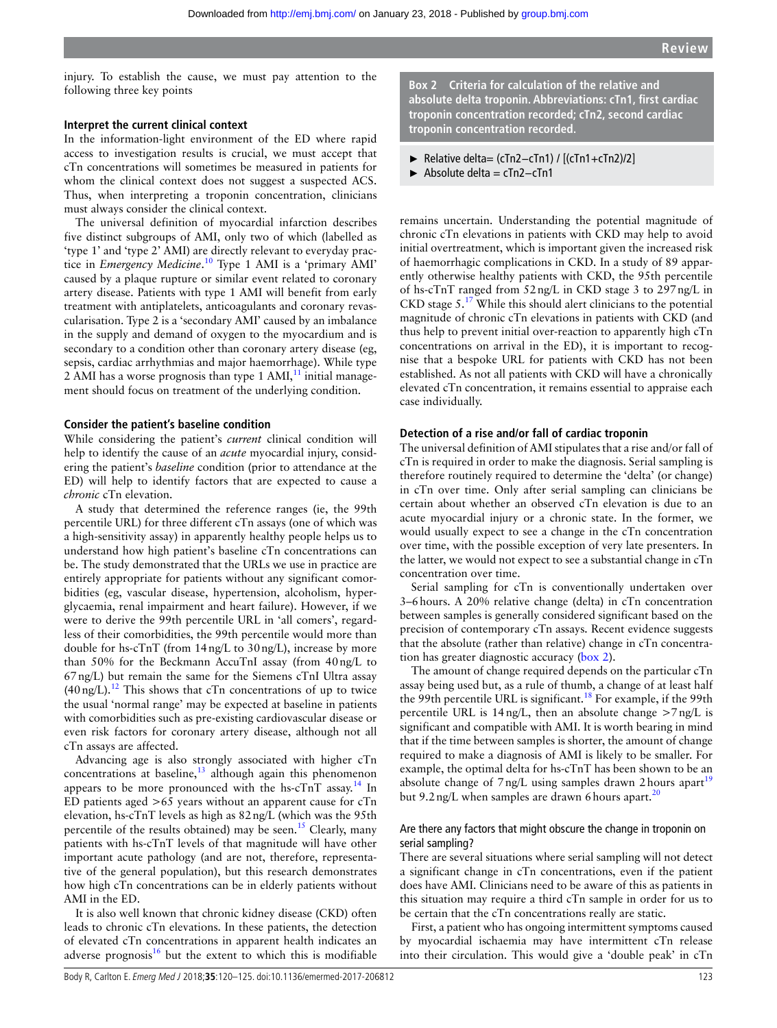injury. To establish the cause, we must pay attention to the following three key points

### Interpret the current clinical context

In the information-light environment of the ED where rapid access to investigation results is crucial, we must accept that cTn concentrations will sometimes be measured in patients for whom the clinical context does not suggest a suspected ACS. Thus, when interpreting a troponin concentration, clinicians must always consider the clinical context.

The universal definition of myocardial infarction describes five distinct subgroups of AMI, only two of which (labelled as 'type 1' and 'type 2' AMI) are directly relevant to everyday practice in *Emergency Medicine*.[10] Type 1 AMI is a 'primary AMI' caused by a plaque rupture or similar event related to coronary artery disease. Patients with type 1 AMI will benefit from early treatment with antiplatelets, anticoagulants and coronary revascularisation. Type 2 is a 'secondary AMI' caused by an imbalance in the supply and demand of oxygen to the myocardium and is secondary to a condition other than coronary artery disease (eg, sepsis, cardiac arrhythmias and major haemorrhage). While type 2 AMI has a worse prognosis than type 1 AMI,[11] initial management should focus on treatment of the underlying condition.

### Consider the patient's baseline condition

While considering the patient's *current* clinical condition will help to identify the cause of an *acute* myocardial injury, considering the patient's *baseline* condition (prior to attendance at the ED) will help to identify factors that are expected to cause a *chronic* cTn elevation.

A study that determined the reference ranges (ie, the 99th percentile URL) for three different cTn assays (one of which was a high-sensitivity assay) in apparently healthy people helps us to understand how high patient's baseline cTn concentrations can be. The study demonstrated that the URLs we use in practice are entirely appropriate for patients without any significant comorbidities (eg, vascular disease, hypertension, alcoholism, hyperglycaemia, renal impairment and heart failure). However, if we were to derive the 99th percentile URL in 'all comers', regardless of their comorbidities, the 99th percentile would more than double for hs-cTnT (from 14 ng/L to 30 ng/L), increase by more than 50% for the Beckmann AccuTnI assay (from 40 ng/L to 67 ng/L) but remain the same for the Siemens cTnI Ultra assay (40 ng/L).[12] This shows that cTn concentrations of up to twice the usual 'normal range' may be expected at baseline in patients with comorbidities such as pre-existing cardiovascular disease or even risk factors for coronary artery disease, although not all cTn assays are affected.

Advancing age is also strongly associated with higher cTn concentrations at baseline,[13] although again this phenomenon appears to be more pronounced with the hs-cTnT assay.[14] In ED patients aged >65 years without an apparent cause for cTn elevation, hs-cTnT levels as high as 82 ng/L (which was the 95th percentile of the results obtained) may be seen.[15] Clearly, many patients with hs-cTnT levels of that magnitude will have other important acute pathology (and are not, therefore, representative of the general population), but this research demonstrates how high cTn concentrations can be in elderly patients without AMI in the ED.

It is also well known that chronic kidney disease (CKD) often leads to chronic cTn elevations. In these patients, the detection of elevated cTn concentrations in apparent health indicates an adverse prognosis[16] but the extent to which this is modifiable remains uncertain. Understanding the potential magnitude of chronic cTn elevations in patients with CKD may help to avoid initial overtreatment, which is important given the increased risk of haemorrhagic complications in CKD. In a study of 89 apparently otherwise healthy patients with CKD, the 95th percentile of hs-cTnT ranged from 52 ng/L in CKD stage 3 to 297 ng/L in CKD stage 5.[17] While this should alert clinicians to the potential magnitude of chronic cTn elevations in patients with CKD (and thus help to prevent initial over-reaction to apparently high cTn concentrations on arrival in the ED), it is important to recognise that a bespoke URL for patients with CKD has not been established. As not all patients with CKD will have a chronically elevated cTn concentration, it remains essential to appraise each case individually.

**Box 2 Criteria for calculation of the relative and absolute delta troponin. Abbreviations: cTn1, first cardiac troponin concentration recorded; cTn2, second cardiac troponin concentration recorded.**

- Relative delta= (cTn2−cTn1) / [(cTn1+cTn2)/2]
- Absolute delta = cTn2−cTn1

### Detection of a rise and/or fall of cardiac troponin

The universal definition of AMI stipulates that a rise and/or fall of cTn is required in order to make the diagnosis. Serial sampling is therefore routinely required to determine the 'delta' (or change) in cTn over time. Only after serial sampling can clinicians be certain about whether an observed cTn elevation is due to an acute myocardial injury or a chronic state. In the former, we would usually expect to see a change in the cTn concentration over time, with the possible exception of very late presenters. In the latter, we would not expect to see a substantial change in cTn concentration over time.

Serial sampling for cTn is conventionally undertaken over 3–6 hours. A 20% relative change (delta) in cTn concentration between samples is generally considered significant based on the precision of contemporary cTn assays. Recent evidence suggests that the absolute (rather than relative) change in cTn concentration has greater diagnostic accuracy (box 2).

The amount of change required depends on the particular cTn assay being used but, as a rule of thumb, a change of at least half the 99th percentile URL is significant.[18] For example, if the 99th percentile URL is 14 ng/L, then an absolute change >7 ng/L is significant and compatible with AMI. It is worth bearing in mind that if the time between samples is shorter, the amount of change required to make a diagnosis of AMI is likely to be smaller. For example, the optimal delta for hs-cTnT has been shown to be an absolute change of 7 ng/L using samples drawn 2 hours apart[19] but 9.2 ng/L when samples are drawn 6 hours apart.[20]

#### Are there any factors that might obscure the change in troponin on serial sampling?

There are several situations where serial sampling will not detect a significant change in cTn concentrations, even if the patient does have AMI. Clinicians need to be aware of this as patients in this situation may require a third cTn sample in order for us to be certain that the cTn concentrations really are static.

First, a patient who has ongoing intermittent symptoms caused by myocardial ischaemia may have intermittent cTn release into their circulation. This would give a 'double peak' in cTn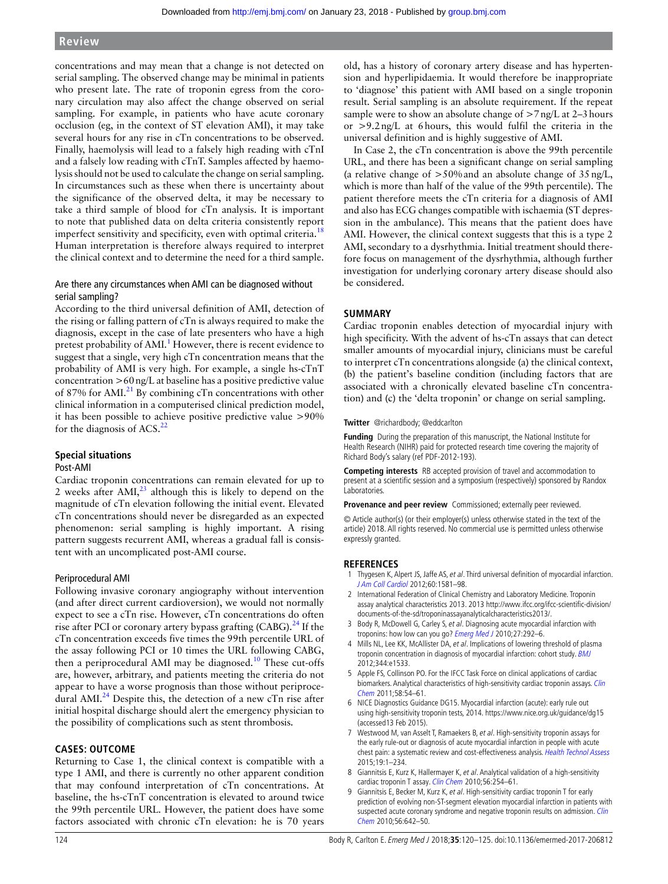concentrations and may mean that a change is not detected on serial sampling. The observed change may be minimal in patients who present late. The rate of troponin egress from the coronary circulation may also affect the change observed on serial sampling. For example, in patients who have acute coronary occlusion (eg, in the context of ST elevation AMI), it may take several hours for any rise in cTn concentrations to be observed. Finally, haemolysis will lead to a falsely high reading with cTnI and a falsely low reading with cTnT. Samples affected by haemolysis should not be used to calculate the change on serial sampling. In circumstances such as these when there is uncertainty about the significance of the observed delta, it may be necessary to take a third sample of blood for cTn analysis. It is important to note that published data on delta criteria consistently report imperfect sensitivity and specificity, even with optimal criteria.[18] Human interpretation is therefore always required to interpret the clinical context and to determine the need for a third sample.

### Are there any circumstances when AMI can be diagnosed without serial sampling?

According to the third universal definition of AMI, detection of the rising or falling pattern of cTn is always required to make the diagnosis, except in the case of late presenters who have a high pretest probability of AMI.[1] However, there is recent evidence to suggest that a single, very high cTn concentration means that the probability of AMI is very high. For example, a single hs-cTnT concentration >60 ng/L at baseline has a positive predictive value of 87% for AMI.[21] By combining cTn concentrations with other clinical information in a computerised clinical prediction model, it has been possible to achieve positive predictive value >90% for the diagnosis of ACS.[22]

## Special situations

### Post-AMI

Cardiac troponin concentrations can remain elevated for up to 2 weeks after AMI,[23] although this is likely to depend on the magnitude of cTn elevation following the initial event. Elevated cTn concentrations should never be disregarded as an expected phenomenon: serial sampling is highly important. A rising pattern suggests recurrent AMI, whereas a gradual fall is consistent with an uncomplicated post-AMI course.

### Periprocedural AMI

Following invasive coronary angiography without intervention (and after direct current cardioversion), we would not normally expect to see a cTn rise. However, cTn concentrations do often rise after PCI or coronary artery bypass grafting (CABG).[24] If the cTn concentration exceeds five times the 99th percentile URL of the assay following PCI or 10 times the URL following CABG, then a periprocedural AMI may be diagnosed.[10] These cut-offs are, however, arbitrary, and patients meeting the criteria do not appear to have a worse prognosis than those without periprocedural AMI.[24] Despite this, the detection of a new cTn rise after initial hospital discharge should alert the emergency physician to the possibility of complications such as stent thrombosis.

## CASES: OUTCOME

Returning to Case 1, the clinical context is compatible with a type 1 AMI, and there is currently no other apparent condition that may confound interpretation of cTn concentrations. At baseline, the hs-cTnT concentration is elevated to around twice the 99th percentile URL. However, the patient does have some factors associated with chronic cTn elevation: he is 70 years old, has a history of coronary artery disease and has hypertension and hyperlipidaemia. It would therefore be inappropriate to 'diagnose' this patient with AMI based on a single troponin result. Serial sampling is an absolute requirement. If the repeat sample were to show an absolute change of >7 ng/L at 2–3 hours or >9.2 ng/L at 6 hours, this would fulfil the criteria in the universal definition and is highly suggestive of AMI.

In Case 2, the cTn concentration is above the 99th percentile URL, and there has been a significant change on serial sampling (a relative change of >50% and an absolute change of 35 ng/L, which is more than half of the value of the 99th percentile). The patient therefore meets the cTn criteria for a diagnosis of AMI and also has ECG changes compatible with ischaemia (ST depression in the ambulance). This means that the patient does have AMI. However, the clinical context suggests that this is a type 2 AMI, secondary to a dysrhythmia. Initial treatment should therefore focus on management of the dysrhythmia, although further investigation for underlying coronary artery disease should also be considered.

## SUMMARY

Cardiac troponin enables detection of myocardial injury with high specificity. With the advent of hs-cTn assays that can detect smaller amounts of myocardial injury, clinicians must be careful to interpret cTn concentrations alongside (a) the clinical context, (b) the patient's baseline condition (including factors that are associated with a chronically elevated baseline cTn concentration) and (c) the 'delta troponin' or change on serial sampling.

**Twitter** @richardbody; @eddcarlton

**Funding** During the preparation of this manuscript, the National Institute for Health Research (NIHR) paid for protected research time covering the majority of Richard Body's salary (ref PDF-2012-193).

**Competing interests** RB accepted provision of travel and accommodation to present at a scientific session and a symposium (respectively) sponsored by Randox Laboratories.

**Provenance and peer review** Commissioned; externally peer reviewed.

© Article author(s) (or their employer(s) unless otherwise stated in the text of the article) 2018. All rights reserved. No commercial use is permitted unless otherwise expressly granted.

## REFERENCES

1. Thygesen K, Alpert JS, Jaffe AS, *et al*. Third universal definition of myocardial infarction. *J Am Coll Cardiol* 2012;60:1581–98.
2. International Federation of Clinical Chemistry and Laboratory Medicine. Troponin assay analytical characteristics 2013. 2013 http://www.ifcc.org/ifcc-scientific-division/documents-of-the-sd/troponinassayanalyticalcharacteristics2013/.
3. Body R, McDowell G, Carley S, *et al*. Diagnosing acute myocardial infarction with troponins: how low can you go? *Emerg Med J* 2010;27:292–6.
4. Mills NL, Lee KK, McAllister DA, *et al*. Implications of lowering threshold of plasma troponin concentration in diagnosis of myocardial infarction: cohort study. *BMJ* 2012;344:e1533.
5. Apple FS, Collinson PO. For the IFCC Task Force on clinical applications of cardiac biomarkers. Analytical characteristics of high-sensitivity cardiac troponin assays. *Clin Chem* 2011;58:54–61.
6. NICE Diagnostics Guidance DG15. Myocardial infarction (acute): early rule out using high-sensitivity troponin tests, 2014. https://www.nice.org.uk/guidance/dg15 (accessed13 Feb 2015).
7. Westwood M, van Asselt T, Ramaekers B, *et al*. High-sensitivity troponin assays for the early rule-out or diagnosis of acute myocardial infarction in people with acute chest pain: a systematic review and cost-effectiveness analysis. *Health Technol Assess* 2015;19:1–234.
8. Giannitsis E, Kurz K, Hallermayer K, *et al*. Analytical validation of a high-sensitivity cardiac troponin T assay. *Clin Chem* 2010;56:254–61.
9. Giannitsis E, Becker M, Kurz K, *et al*. High-sensitivity cardiac troponin T for early prediction of evolving non-ST-segment elevation myocardial infarction in patients with suspected acute coronary syndrome and negative troponin results on admission. *Clin Chem* 2010;56:642–50.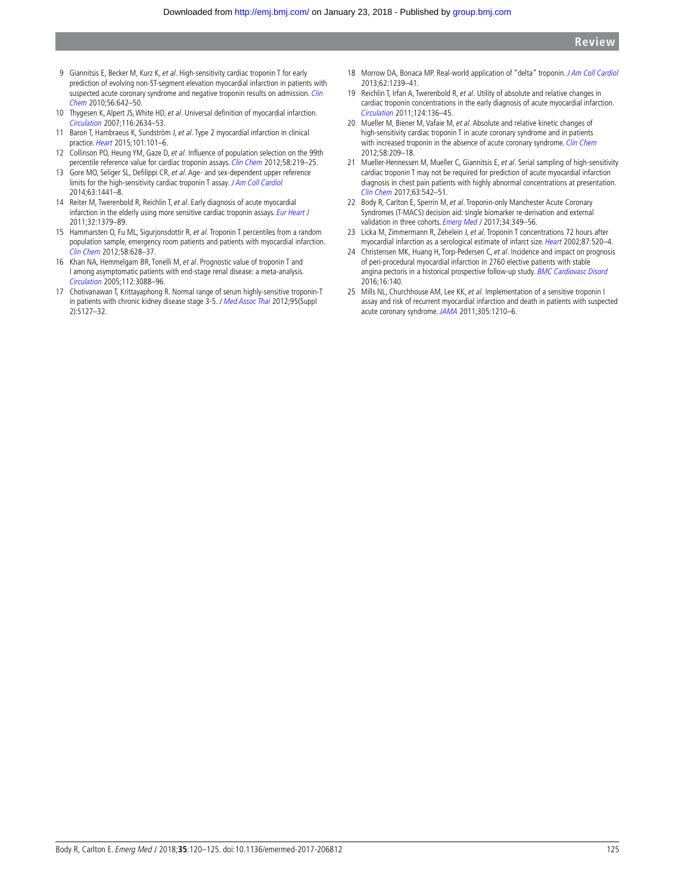9 Giannitsis E, Becker M, Kurz K, *et al*. High-sensitivity cardiac troponin T for early prediction of evolving non-ST-segment elevation myocardial infarction in patients with suspected acute coronary syndrome and negative troponin results on admission. *Clin Chem* 2010;56:642–50.

10 Thygesen K, Alpert JS, White HD, *et al*. Universal definition of myocardial infarction. *Circulation* 2007;116:2634–53.

11 Baron T, Hambraeus K, Sundström J, *et al*. Type 2 myocardial infarction in clinical practice. *Heart* 2015;101:101–6.

12 Collinson PO, Heung YM, Gaze D, *et al*. Influence of population selection on the 99th percentile reference value for cardiac troponin assays. *Clin Chem* 2012;58:219–25.

13 Gore MO, Seliger SL, Defilippi CR, *et al*. Age- and sex-dependent upper reference limits for the high-sensitivity cardiac troponin T assay. *J Am Coll Cardiol* 2014;63:1441–8.

14 Reiter M, Twerenbold R, Reichlin T, *et al*. Early diagnosis of acute myocardial infarction in the elderly using more sensitive cardiac troponin assays. *Eur Heart J* 2011;32:1379–89.

15 Hammarsten O, Fu ML, Sigurjonsdottir R, *et al*. Troponin T percentiles from a random population sample, emergency room patients and patients with myocardial infarction. *Clin Chem* 2012;58:628–37.

16 Khan NA, Hemmelgarn BR, Tonelli M, *et al*. Prognostic value of troponin T and I among asymptomatic patients with end-stage renal disease: a meta-analysis. *Circulation* 2005;112:3088–96.

17 Chotivanawan T, Krittayaphong R. Normal range of serum highly-sensitive troponin-T in patients with chronic kidney disease stage 3-5. *J Med Assoc Thai* 2012;95(Suppl 2):S127–32.

18 Morrow DA, Bonaca MP. Real-world application of "delta" troponin. *J Am Coll Cardiol* 2013;62:1239–41.

19 Reichlin T, Irfan A, Twerenbold R, *et al*. Utility of absolute and relative changes in cardiac troponin concentrations in the early diagnosis of acute myocardial infarction. *Circulation* 2011;124:136–45.

20 Mueller M, Biener M, Vafaie M, *et al*. Absolute and relative kinetic changes of high-sensitivity cardiac troponin T in acute coronary syndrome and in patients with increased troponin in the absence of acute coronary syndrome. *Clin Chem* 2012;58:209–18.

21 Mueller-Hennessen M, Mueller C, Giannitsis E, *et al*. Serial sampling of high-sensitivity cardiac troponin T may not be required for prediction of acute myocardial infarction diagnosis in chest pain patients with highly abnormal concentrations at presentation. *Clin Chem* 2017;63:542–51.

22 Body R, Carlton E, Sperrin M, *et al*. Troponin-only Manchester Acute Coronary Syndromes (T-MACS) decision aid: single biomarker re-derivation and external validation in three cohorts. *Emerg Med J* 2017;34:349–56.

23 Licka M, Zimmermann R, Zehelein J, *et al*. Troponin T concentrations 72 hours after myocardial infarction as a serological estimate of infarct size. *Heart* 2002;87:520–4.

24 Christensen MK, Huang H, Torp-Pedersen C, *et al*. Incidence and impact on prognosis of peri-procedural myocardial infarction in 2760 elective patients with stable angina pectoris in a historical prospective follow-up study. *BMC Cardiovasc Disord* 2016;16:140.

25 Mills NL, Churchhouse AM, Lee KK, *et al*. Implementation of a sensitive troponin I assay and risk of recurrent myocardial infarction and death in patients with suspected acute coronary syndrome. *JAMA* 2011;305:1210–6.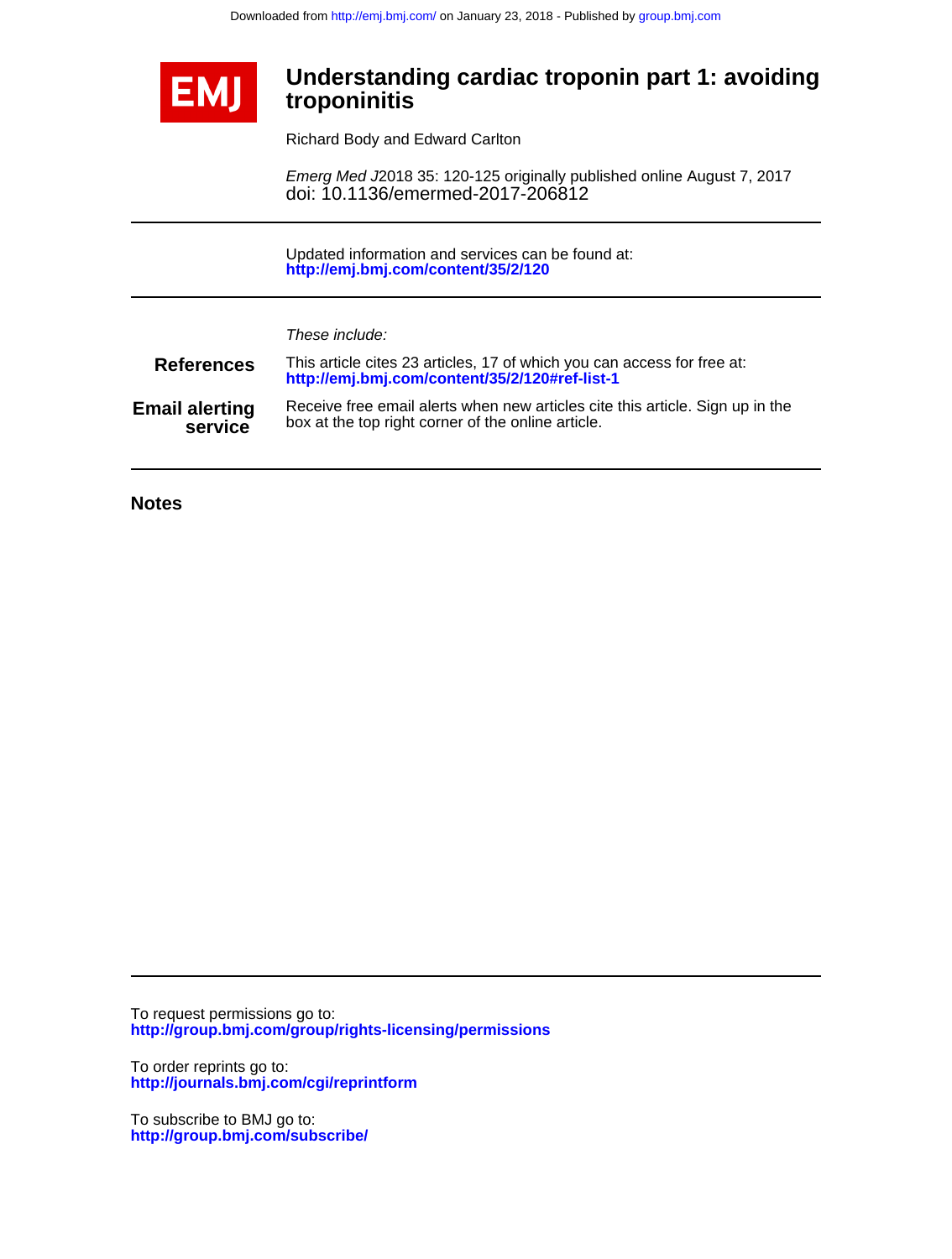# Understanding cardiac troponin part 1: avoiding troponinitis

Richard Body and Edward Carlton

*Emerg Med J*2018 35: 120-125 originally published online August 7, 2017
doi: 10.1136/emermed-2017-206812

Updated information and services can be found at:
**http://emj.bmj.com/content/35/2/120**

*These include:*

**References**
This article cites 23 articles, 17 of which you can access for free at:
**http://emj.bmj.com/content/35/2/120#ref-list-1**

**Email alerting service**
Receive free email alerts when new articles cite this article. Sign up in the box at the top right corner of the online article.

## Notes

To request permissions go to:
**http://group.bmj.com/group/rights-licensing/permissions**

To order reprints go to:
**http://journals.bmj.com/cgi/reprintform**

To subscribe to BMJ go to:
**http://group.bmj.com/subscribe/**